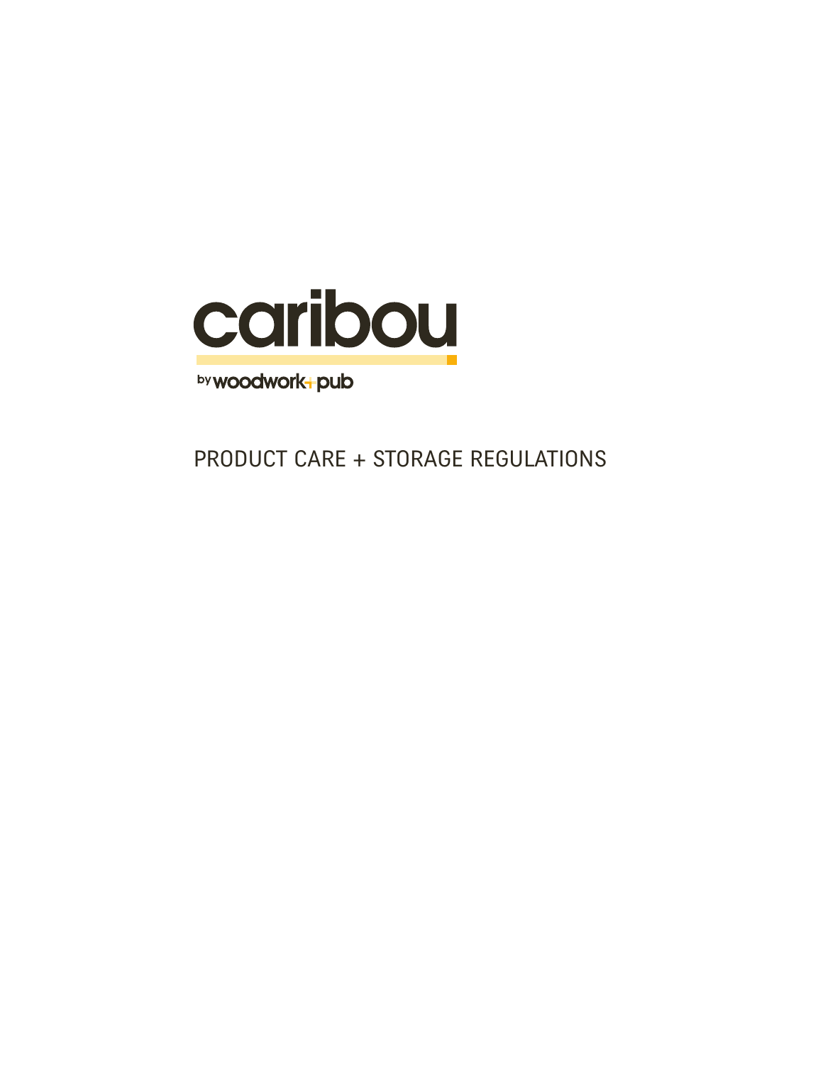# caribou

by woodwork+pub

## PRODUCT CARE + STORAGE REGULATIONS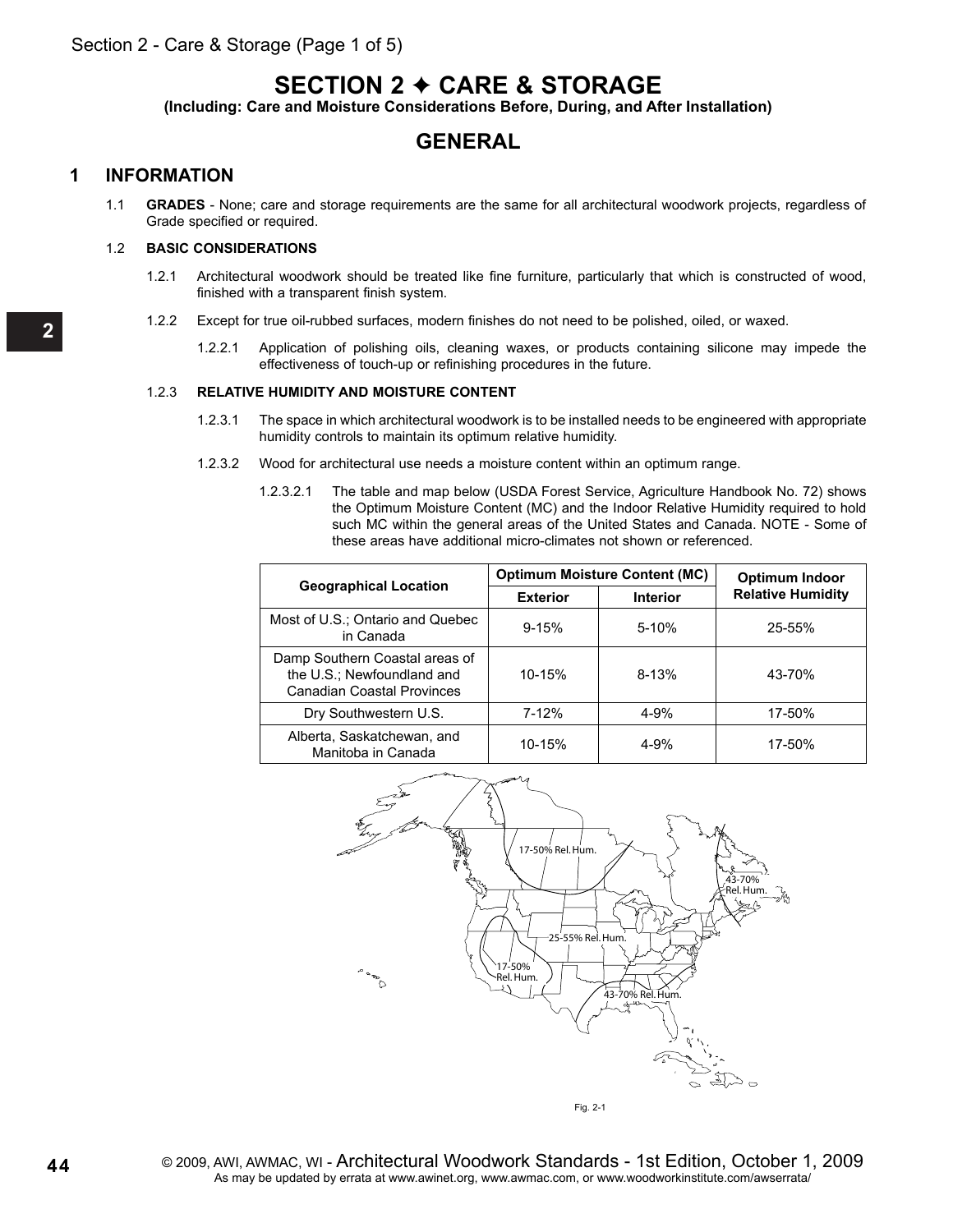# SECTION 2 ✦ CARE & STORAGE

**(Including: Care and Moisture Considerations Before, During, and After Installation)**

## GENERAL

### 1 INFORMATION

1.1 **GRADES** - None; care and storage requirements are the same for all architectural woodwork projects, regardless of Grade specified or required.

1.2 **BASIC CONSIDERATIONS**

1.2.1 Architectural woodwork should be treated like fine furniture, particularly that which is constructed of wood, finished with a transparent finish system.

1.2.2 Except for true oil-rubbed surfaces, modern finishes do not need to be polished, oiled, or waxed.

1.2.2.1 Application of polishing oils, cleaning waxes, or products containing silicone may impede the effectiveness of touch-up or refinishing procedures in the future.

1.2.3 **RELATIVE HUMIDITY AND MOISTURE CONTENT**

1.2.3.1 The space in which architectural woodwork is to be installed needs to be engineered with appropriate humidity controls to maintain its optimum relative humidity.

1.2.3.2 Wood for architectural use needs a moisture content within an optimum range.

1.2.3.2.1 The table and map below (USDA Forest Service, Agriculture Handbook No. 72) shows the Optimum Moisture Content (MC) and the Indoor Relative Humidity required to hold such MC within the general areas of the United States and Canada. NOTE - Some of these areas have additional micro-climates not shown or referenced.

| Geographical Location | Optimum Moisture Content (MC) | | Optimum Indoor Relative Humidity |
|---|---|---|---|
| | Exterior | Interior | |
| Most of U.S.; Ontario and Quebec in Canada | 9-15% | 5-10% | 25-55% |
| Damp Southern Coastal areas of the U.S.; Newfoundland and Canadian Coastal Provinces | 10-15% | 8-13% | 43-70% |
| Dry Southwestern U.S. | 7-12% | 4-9% | 17-50% |
| Alberta, Saskatchewan, and Manitoba in Canada | 10-15% | 4-9% | 17-50% |

Fig. 2-1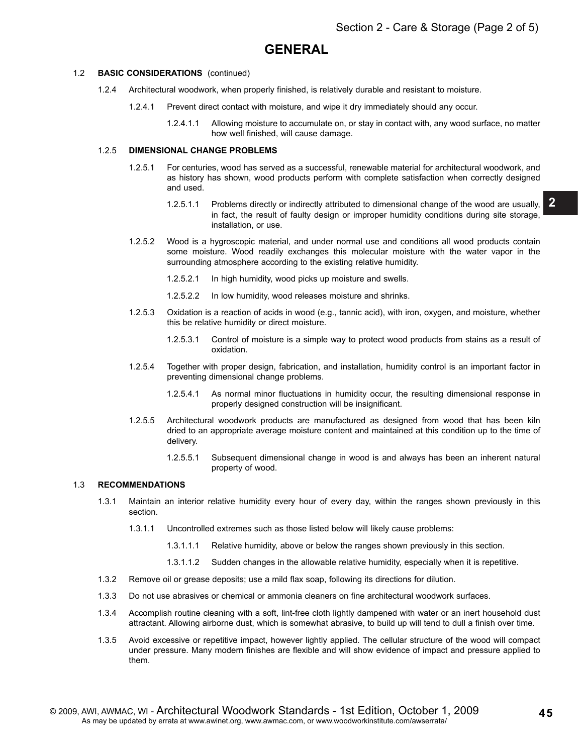# GENERAL

1.2 **BASIC CONSIDERATIONS** (continued)

1.2.4 Architectural woodwork, when properly finished, is relatively durable and resistant to moisture.

1.2.4.1 Prevent direct contact with moisture, and wipe it dry immediately should any occur.

1.2.4.1.1 Allowing moisture to accumulate on, or stay in contact with, any wood surface, no matter how well finished, will cause damage.

1.2.5 **DIMENSIONAL CHANGE PROBLEMS**

1.2.5.1 For centuries, wood has served as a successful, renewable material for architectural woodwork, and as history has shown, wood products perform with complete satisfaction when correctly designed and used.

1.2.5.1.1 Problems directly or indirectly attributed to dimensional change of the wood are usually, in fact, the result of faulty design or improper humidity conditions during site storage, installation, or use.

1.2.5.2 Wood is a hygroscopic material, and under normal use and conditions all wood products contain some moisture. Wood readily exchanges this molecular moisture with the water vapor in the surrounding atmosphere according to the existing relative humidity.

1.2.5.2.1 In high humidity, wood picks up moisture and swells.

1.2.5.2.2 In low humidity, wood releases moisture and shrinks.

1.2.5.3 Oxidation is a reaction of acids in wood (e.g., tannic acid), with iron, oxygen, and moisture, whether this be relative humidity or direct moisture.

1.2.5.3.1 Control of moisture is a simple way to protect wood products from stains as a result of oxidation.

1.2.5.4 Together with proper design, fabrication, and installation, humidity control is an important factor in preventing dimensional change problems.

1.2.5.4.1 As normal minor fluctuations in humidity occur, the resulting dimensional response in properly designed construction will be insignificant.

1.2.5.5 Architectural woodwork products are manufactured as designed from wood that has been kiln dried to an appropriate average moisture content and maintained at this condition up to the time of delivery.

1.2.5.5.1 Subsequent dimensional change in wood is and always has been an inherent natural property of wood.

1.3 **RECOMMENDATIONS**

1.3.1 Maintain an interior relative humidity every hour of every day, within the ranges shown previously in this section.

1.3.1.1 Uncontrolled extremes such as those listed below will likely cause problems:

1.3.1.1.1 Relative humidity, above or below the ranges shown previously in this section.

1.3.1.1.2 Sudden changes in the allowable relative humidity, especially when it is repetitive.

1.3.2 Remove oil or grease deposits; use a mild flax soap, following its directions for dilution.

1.3.3 Do not use abrasives or chemical or ammonia cleaners on fine architectural woodwork surfaces.

1.3.4 Accomplish routine cleaning with a soft, lint-free cloth lightly dampened with water or an inert household dust attractant. Allowing airborne dust, which is somewhat abrasive, to build up will tend to dull a finish over time.

1.3.5 Avoid excessive or repetitive impact, however lightly applied. The cellular structure of the wood will compact under pressure. Many modern finishes are flexible and will show evidence of impact and pressure applied to them.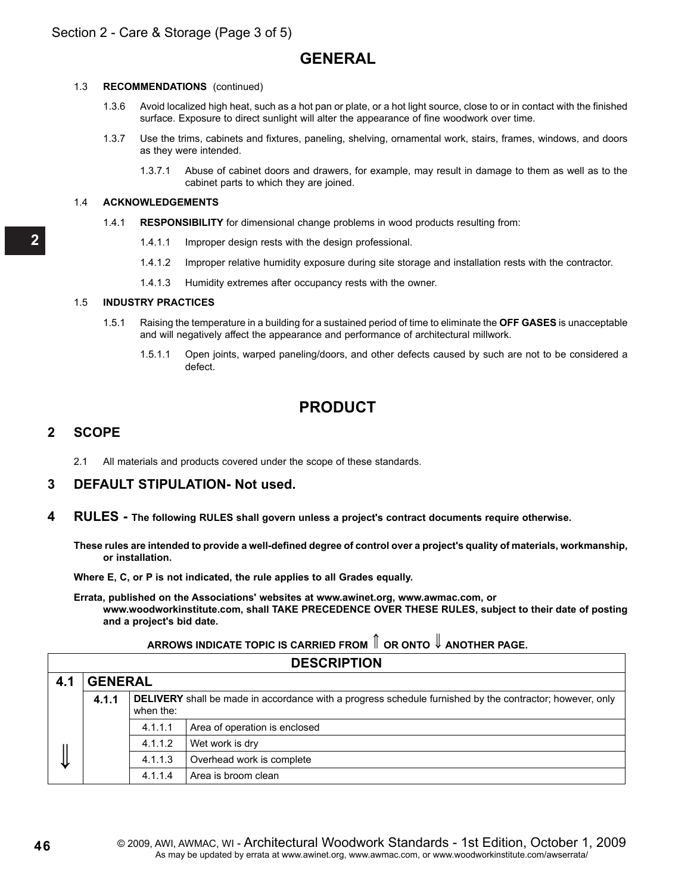## GENERAL

1.3 **RECOMMENDATIONS** (continued)

1.3.6 Avoid localized high heat, such as a hot pan or plate, or a hot light source, close to or in contact with the finished surface. Exposure to direct sunlight will alter the appearance of fine woodwork over time.

1.3.7 Use the trims, cabinets and fixtures, paneling, shelving, ornamental work, stairs, frames, windows, and doors as they were intended.

1.3.7.1 Abuse of cabinet doors and drawers, for example, may result in damage to them as well as to the cabinet parts to which they are joined.

1.4 **ACKNOWLEDGEMENTS**

1.4.1 **RESPONSIBILITY** for dimensional change problems in wood products resulting from:

1.4.1.1 Improper design rests with the design professional.

1.4.1.2 Improper relative humidity exposure during site storage and installation rests with the contractor.

1.4.1.3 Humidity extremes after occupancy rests with the owner.

1.5 **INDUSTRY PRACTICES**

1.5.1 Raising the temperature in a building for a sustained period of time to eliminate the **OFF GASES** is unacceptable and will negatively affect the appearance and performance of architectural millwork.

1.5.1.1 Open joints, warped paneling/doors, and other defects caused by such are not to be considered a defect.

## PRODUCT

## 2 SCOPE

2.1 All materials and products covered under the scope of these standards.

## 3 DEFAULT STIPULATION- Not used.

## 4 RULES - The following RULES shall govern unless a project's contract documents require otherwise.

**These rules are intended to provide a well-defined degree of control over a project's quality of materials, workmanship, or installation.**

**Where E, C, or P is not indicated, the rule applies to all Grades equally.**

**Errata, published on the Associations' websites at www.awinet.org, www.awmac.com, or www.woodworkinstitute.com, shall TAKE PRECEDENCE OVER THESE RULES, subject to their date of posting and a project's bid date.**

**ARROWS INDICATE TOPIC IS CARRIED FROM ⇑ OR ONTO ⇓ ANOTHER PAGE.**

| | | | |
|---|---|---|---|
| **DESCRIPTION** | | | |
| **4.1** | **GENERAL** | | |
| ⇓ | **4.1.1** | **DELIVERY** shall be made in accordance with a progress schedule furnished by the contractor; however, only when the: | |
| | | 4.1.1.1 | Area of operation is enclosed |
| | | 4.1.1.2 | Wet work is dry |
| | | 4.1.1.3 | Overhead work is complete |
| | | 4.1.1.4 | Area is broom clean |